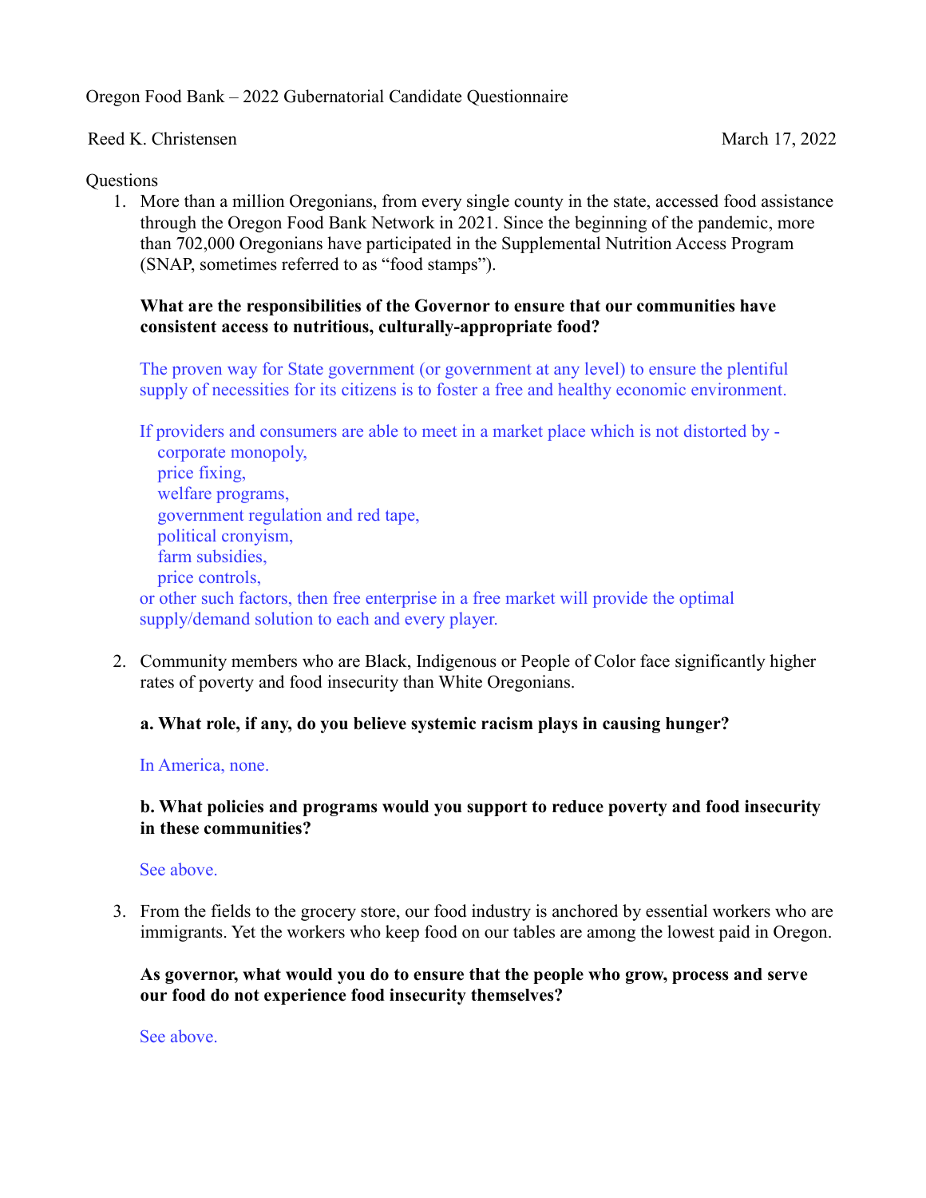Oregon Food Bank – 2022 Gubernatorial Candidate Questionnaire

Reed K. Christensen | March 17, 2022

Questions

1. More than a million Oregonians, from every single county in the state, accessed food assistance through the Oregon Food Bank Network in 2021. Since the beginning of the pandemic, more than 702,000 Oregonians have participated in the Supplemental Nutrition Access Program (SNAP, sometimes referred to as "food stamps").

   **What are the responsibilities of the Governor to ensure that our communities have consistent access to nutritious, culturally-appropriate food?**

   The proven way for State government (or government at any level) to ensure the plentiful supply of necessities for its citizens is to foster a free and healthy economic environment.

   If providers and consumers are able to meet in a market place which is not distorted by -
   - corporate monopoly,
   - price fixing,
   - welfare programs,
   - government regulation and red tape,
   - political cronyism,
   - farm subsidies,
   - price controls,

   or other such factors, then free enterprise in a free market will provide the optimal supply/demand solution to each and every player.

2. Community members who are Black, Indigenous or People of Color face significantly higher rates of poverty and food insecurity than White Oregonians.

   **a. What role, if any, do you believe systemic racism plays in causing hunger?**

   In America, none.

   **b. What policies and programs would you support to reduce poverty and food insecurity in these communities?**

   See above.

3. From the fields to the grocery store, our food industry is anchored by essential workers who are immigrants. Yet the workers who keep food on our tables are among the lowest paid in Oregon.

   **As governor, what would you do to ensure that the people who grow, process and serve our food do not experience food insecurity themselves?**

   See above.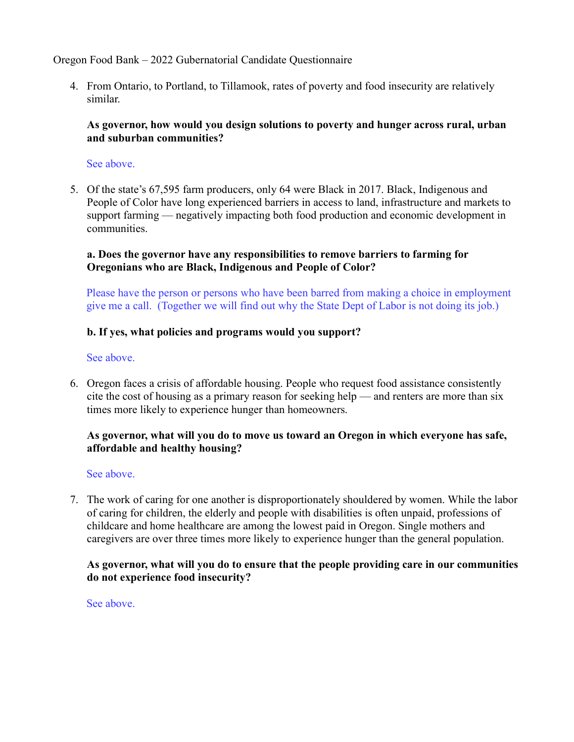Oregon Food Bank – 2022 Gubernatorial Candidate Questionnaire

4. From Ontario, to Portland, to Tillamook, rates of poverty and food insecurity are relatively similar.

   **As governor, how would you design solutions to poverty and hunger across rural, urban and suburban communities?**

   See above.

5. Of the state's 67,595 farm producers, only 64 were Black in 2017. Black, Indigenous and People of Color have long experienced barriers in access to land, infrastructure and markets to support farming — negatively impacting both food production and economic development in communities.

   **a. Does the governor have any responsibilities to remove barriers to farming for Oregonians who are Black, Indigenous and People of Color?**

   Please have the person or persons who have been barred from making a choice in employment give me a call. (Together we will find out why the State Dept of Labor is not doing its job.)

   **b. If yes, what policies and programs would you support?**

   See above.

6. Oregon faces a crisis of affordable housing. People who request food assistance consistently cite the cost of housing as a primary reason for seeking help — and renters are more than six times more likely to experience hunger than homeowners.

   **As governor, what will you do to move us toward an Oregon in which everyone has safe, affordable and healthy housing?**

   See above.

7. The work of caring for one another is disproportionately shouldered by women. While the labor of caring for children, the elderly and people with disabilities is often unpaid, professions of childcare and home healthcare are among the lowest paid in Oregon. Single mothers and caregivers are over three times more likely to experience hunger than the general population.

   **As governor, what will you do to ensure that the people providing care in our communities do not experience food insecurity?**

   See above.